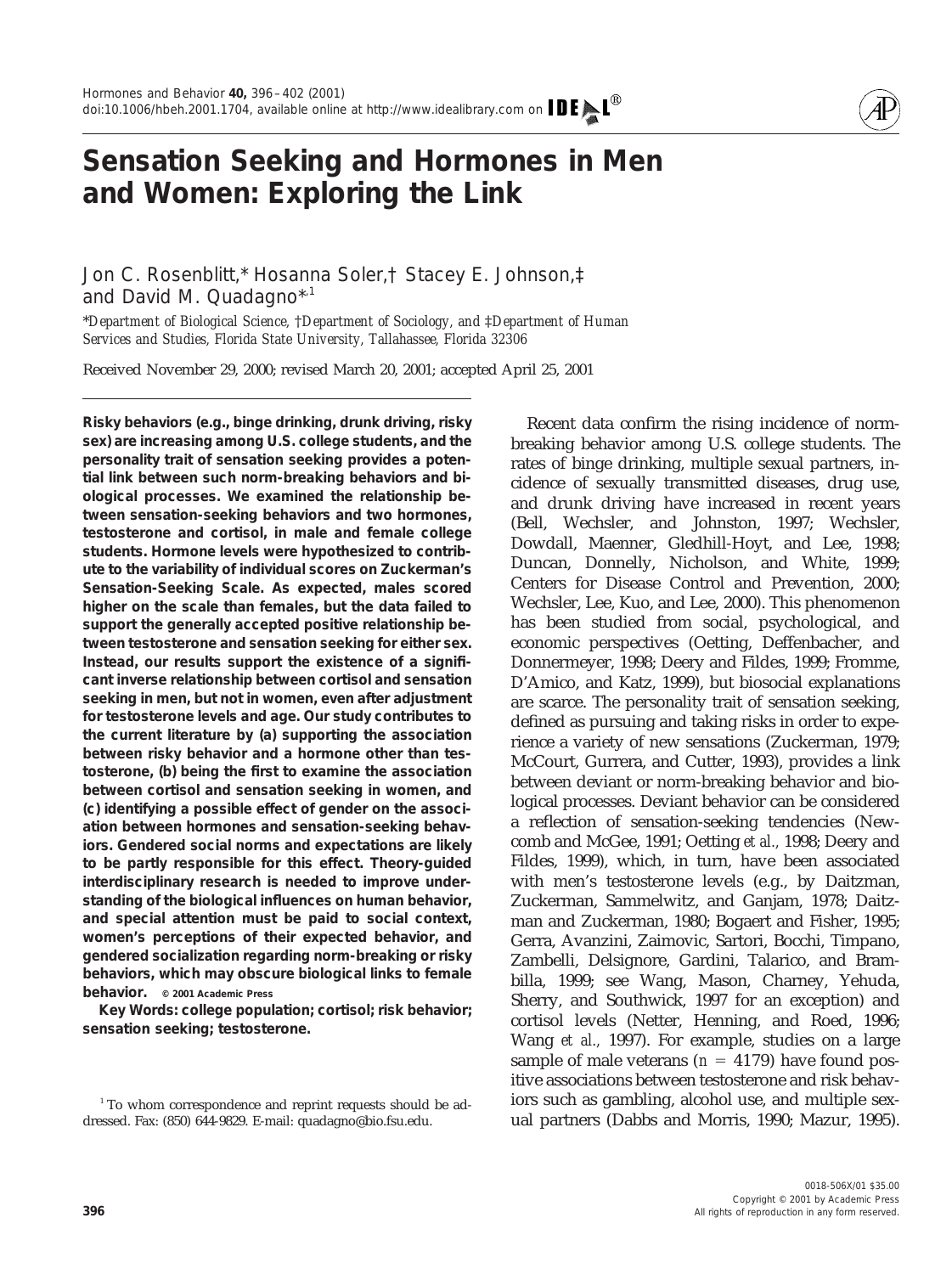# Sensation Seeking and Hormones in Men and Women: Exploring the Link

Jon C. Rosenblitt,* Hosanna Soler,† Stacey E. Johnson,‡ and David M. Quadagno*[1]

*\*Department of Biological Science, †Department of Sociology, and ‡Department of Human Services and Studies, Florida State University, Tallahassee, Florida 32306*

Received November 29, 2000; revised March 20, 2001; accepted April 25, 2001

**Risky behaviors (e.g., binge drinking, drunk driving, risky sex) are increasing among U.S. college students, and the personality trait of sensation seeking provides a potential link between such norm-breaking behaviors and biological processes. We examined the relationship between sensation-seeking behaviors and two hormones, testosterone and cortisol, in male and female college students. Hormone levels were hypothesized to contribute to the variability of individual scores on Zuckerman's Sensation-Seeking Scale. As expected, males scored higher on the scale than females, but the data failed to support the generally accepted positive relationship between testosterone and sensation seeking for either sex. Instead, our results support the existence of a significant inverse relationship between cortisol and sensation seeking in men, but not in women, even after adjustment for testosterone levels and age. Our study contributes to the current literature by (a) supporting the association between risky behavior and a hormone other than testosterone, (b) being the first to examine the association between cortisol and sensation seeking in women, and (c) identifying a possible effect of gender on the association between hormones and sensation-seeking behaviors. Gendered social norms and expectations are likely to be partly responsible for this effect. Theory-guided interdisciplinary research is needed to improve understanding of the biological influences on human behavior, and special attention must be paid to social context, women's perceptions of their expected behavior, and gendered socialization regarding norm-breaking or risky behaviors, which may obscure biological links to female behavior.** © 2001 Academic Press

**Key Words: college population; cortisol; risk behavior; sensation seeking; testosterone.**

Recent data confirm the rising incidence of norm-breaking behavior among U.S. college students. The rates of binge drinking, multiple sexual partners, incidence of sexually transmitted diseases, drug use, and drunk driving have increased in recent years (Bell, Wechsler, and Johnston, 1997; Wechsler, Dowdall, Maenner, Gledhill-Hoyt, and Lee, 1998; Duncan, Donnelly, Nicholson, and White, 1999; Centers for Disease Control and Prevention, 2000; Wechsler, Lee, Kuo, and Lee, 2000). This phenomenon has been studied from social, psychological, and economic perspectives (Oetting, Deffenbacher, and Donnermeyer, 1998; Deery and Fildes, 1999; Fromme, D'Amico, and Katz, 1999), but biosocial explanations are scarce. The personality trait of sensation seeking, defined as pursuing and taking risks in order to experience a variety of new sensations (Zuckerman, 1979; McCourt, Gurrera, and Cutter, 1993), provides a link between deviant or norm-breaking behavior and biological processes. Deviant behavior can be considered a reflection of sensation-seeking tendencies (Newcomb and McGee, 1991; Oetting *et al.,* 1998; Deery and Fildes, 1999), which, in turn, have been associated with men's testosterone levels (e.g., by Daitzman, Zuckerman, Sammelwitz, and Ganjam, 1978; Daitzman and Zuckerman, 1980; Bogaert and Fisher, 1995; Gerra, Avanzini, Zaimovic, Sartori, Bocchi, Timpano, Zambelli, Delsignore, Gardini, Talarico, and Brambilla, 1999; see Wang, Mason, Charney, Yehuda, Sherry, and Southwick, 1997 for an exception) and cortisol levels (Netter, Henning, and Roed, 1996; Wang *et al.,* 1997). For example, studies on a large sample of male veterans ($n = 4179$) have found positive associations between testosterone and risk behaviors such as gambling, alcohol use, and multiple sexual partners (Dabbs and Morris, 1990; Mazur, 1995).

[1] To whom correspondence and reprint requests should be addressed. Fax: (850) 644-9829. E-mail: quadagno@bio.fsu.edu.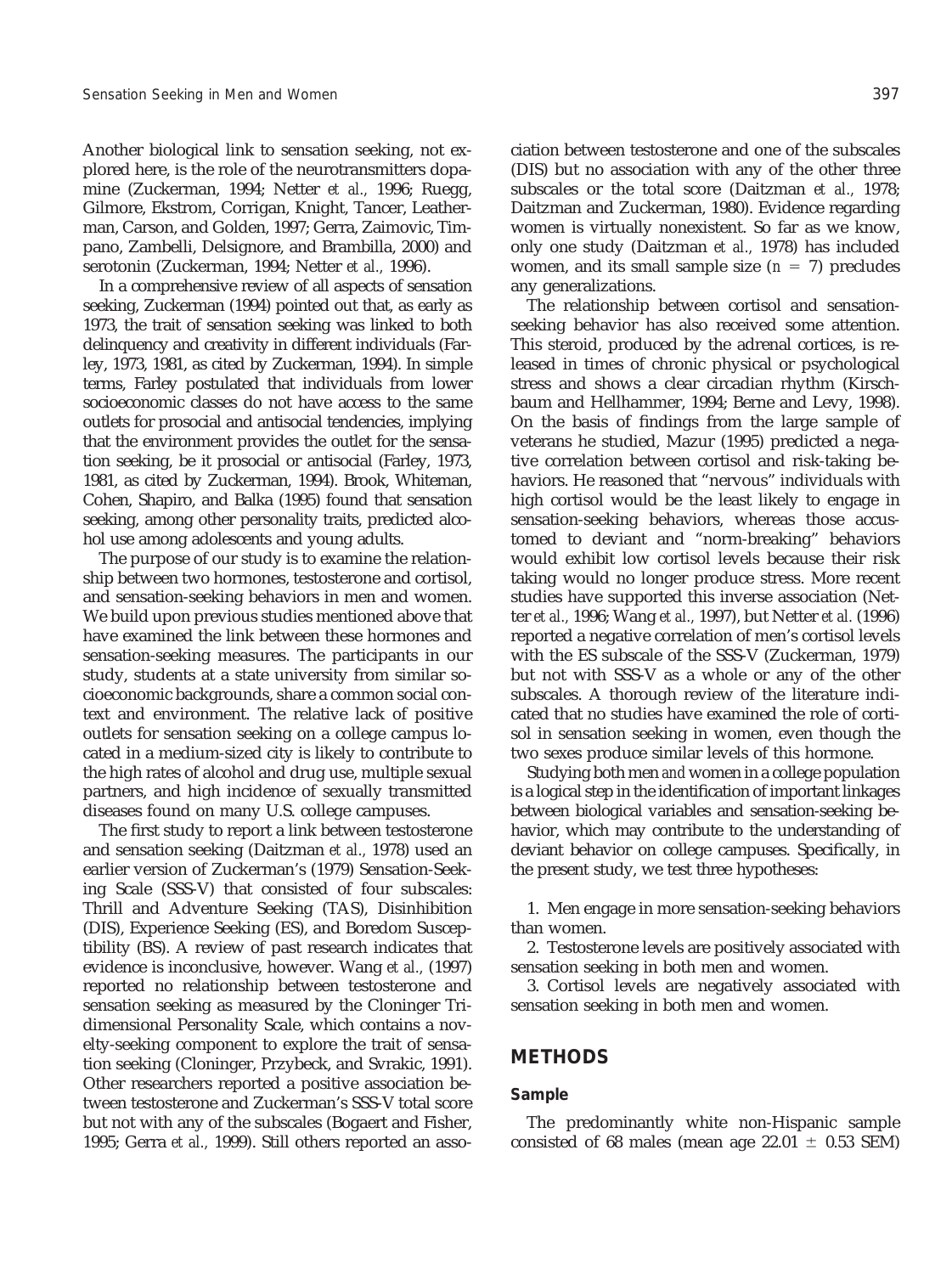Another biological link to sensation seeking, not explored here, is the role of the neurotransmitters dopamine (Zuckerman, 1994; Netter *et al.*, 1996; Ruegg, Gilmore, Ekstrom, Corrigan, Knight, Tancer, Leatherman, Carson, and Golden, 1997; Gerra, Zaimovic, Timpano, Zambelli, Delsignore, and Brambilla, 2000) and serotonin (Zuckerman, 1994; Netter *et al.*, 1996).

In a comprehensive review of all aspects of sensation seeking, Zuckerman (1994) pointed out that, as early as 1973, the trait of sensation seeking was linked to both delinquency and creativity in different individuals (Farley, 1973, 1981, as cited by Zuckerman, 1994). In simple terms, Farley postulated that individuals from lower socioeconomic classes do not have access to the same outlets for prosocial and antisocial tendencies, implying that the environment provides the outlet for the sensation seeking, be it prosocial or antisocial (Farley, 1973, 1981, as cited by Zuckerman, 1994). Brook, Whiteman, Cohen, Shapiro, and Balka (1995) found that sensation seeking, among other personality traits, predicted alcohol use among adolescents and young adults.

The purpose of our study is to examine the relationship between two hormones, testosterone and cortisol, and sensation-seeking behaviors in men and women. We build upon previous studies mentioned above that have examined the link between these hormones and sensation-seeking measures. The participants in our study, students at a state university from similar socioeconomic backgrounds, share a common social context and environment. The relative lack of positive outlets for sensation seeking on a college campus located in a medium-sized city is likely to contribute to the high rates of alcohol and drug use, multiple sexual partners, and high incidence of sexually transmitted diseases found on many U.S. college campuses.

The first study to report a link between testosterone and sensation seeking (Daitzman *et al.*, 1978) used an earlier version of Zuckerman's (1979) Sensation-Seeking Scale (SSS-V) that consisted of four subscales: Thrill and Adventure Seeking (TAS), Disinhibition (DIS), Experience Seeking (ES), and Boredom Susceptibility (BS). A review of past research indicates that evidence is inconclusive, however. Wang *et al.*, (1997) reported no relationship between testosterone and sensation seeking as measured by the Cloninger Tridimensional Personality Scale, which contains a novelty-seeking component to explore the trait of sensation seeking (Cloninger, Przybeck, and Svrakic, 1991). Other researchers reported a positive association between testosterone and Zuckerman's SSS-V total score but not with any of the subscales (Bogaert and Fisher, 1995; Gerra *et al.*, 1999). Still others reported an association between testosterone and one of the subscales (DIS) but no association with any of the other three subscales or the total score (Daitzman *et al.*, 1978; Daitzman and Zuckerman, 1980). Evidence regarding women is virtually nonexistent. So far as we know, only one study (Daitzman *et al.*, 1978) has included women, and its small sample size ($n = 7$) precludes any generalizations.

The relationship between cortisol and sensation-seeking behavior has also received some attention. This steroid, produced by the adrenal cortices, is released in times of chronic physical or psychological stress and shows a clear circadian rhythm (Kirschbaum and Hellhammer, 1994; Berne and Levy, 1998). On the basis of findings from the large sample of veterans he studied, Mazur (1995) predicted a negative correlation between cortisol and risk-taking behaviors. He reasoned that "nervous" individuals with high cortisol would be the least likely to engage in sensation-seeking behaviors, whereas those accustomed to deviant and "norm-breaking" behaviors would exhibit low cortisol levels because their risk taking would no longer produce stress. More recent studies have supported this inverse association (Netter *et al.*, 1996; Wang *et al.*, 1997), but Netter *et al.* (1996) reported a negative correlation of men's cortisol levels with the ES subscale of the SSS-V (Zuckerman, 1979) but not with SSS-V as a whole or any of the other subscales. A thorough review of the literature indicated that no studies have examined the role of cortisol in sensation seeking in women, even though the two sexes produce similar levels of this hormone.

Studying both men *and* women in a college population is a logical step in the identification of important linkages between biological variables and sensation-seeking behavior, which may contribute to the understanding of deviant behavior on college campuses. Specifically, in the present study, we test three hypotheses:

1. Men engage in more sensation-seeking behaviors than women.
2. Testosterone levels are positively associated with sensation seeking in both men and women.
3. Cortisol levels are negatively associated with sensation seeking in both men and women.

## METHODS

### Sample

The predominantly white non-Hispanic sample consisted of 68 males (mean age $22.01 \pm 0.53$ SEM)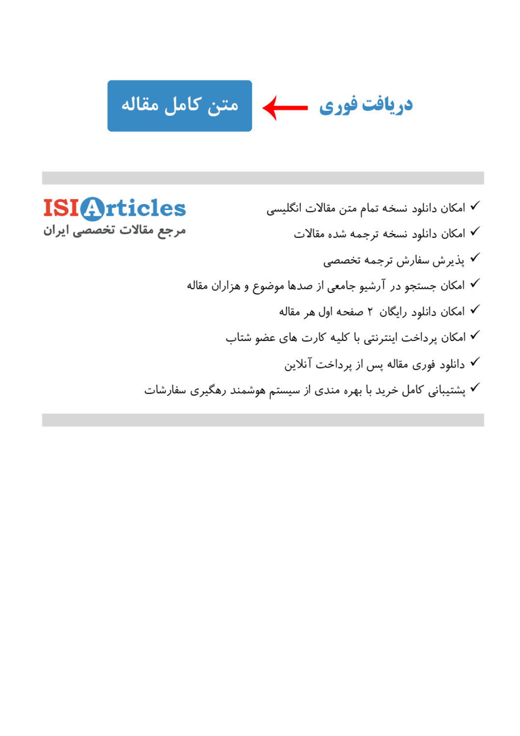دریافت فوری ← متن کامل مقاله

ISIArticles
مرجع مقالات تخصصی ایران

- ✓ امکان دانلود نسخه تمام متن مقالات انگلیسی
- ✓ امکان دانلود نسخه ترجمه شده مقالات
- ✓ پذیرش سفارش ترجمه تخصصی
- ✓ امکان جستجو در آرشیو جامعی از صدها موضوع و هزاران مقاله
- ✓ امکان دانلود رایگان ۲ صفحه اول هر مقاله
- ✓ امکان پرداخت اینترنتی با کلیه کارت های عضو شتاب
- ✓ دانلود فوری مقاله پس از پرداخت آنلاین
- ✓ پشتیبانی کامل خرید با بهره مندی از سیستم هوشمند رهگیری سفارشات